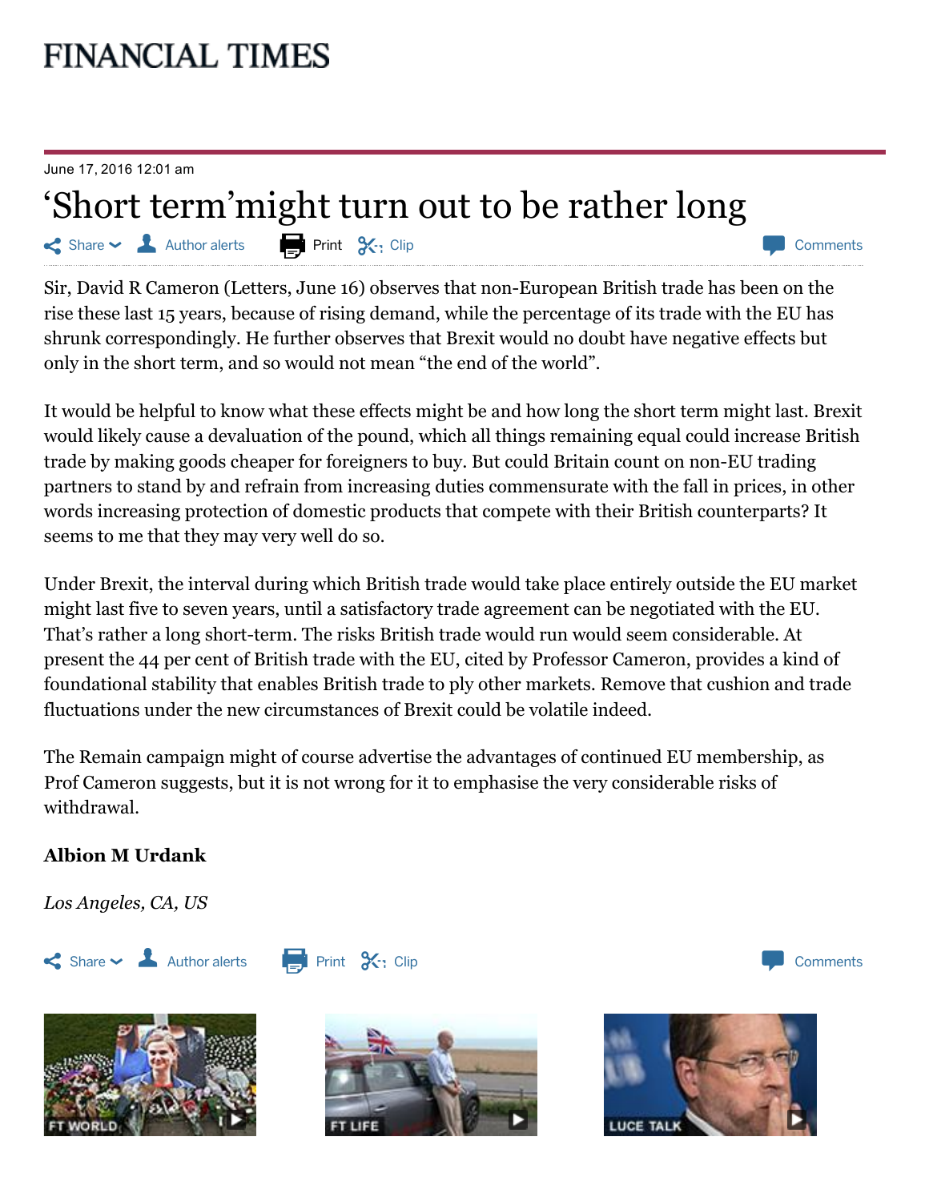# FINANCIAL TIMES

June 17, 2016 12:01 am

## ‘Short term’might turn out to be rather long

Sir, David R Cameron (Letters, June 16) observes that non-European British trade has been on the rise these last 15 years, because of rising demand, while the percentage of its trade with the EU has shrunk correspondingly. He further observes that Brexit would no doubt have negative effects but only in the short term, and so would not mean “the end of the world”.

It would be helpful to know what these effects might be and how long the short term might last. Brexit would likely cause a devaluation of the pound, which all things remaining equal could increase British trade by making goods cheaper for foreigners to buy. But could Britain count on non-EU trading partners to stand by and refrain from increasing duties commensurate with the fall in prices, in other words increasing protection of domestic products that compete with their British counterparts? It seems to me that they may very well do so.

Under Brexit, the interval during which British trade would take place entirely outside the EU market might last five to seven years, until a satisfactory trade agreement can be negotiated with the EU. That’s rather a long short-term. The risks British trade would run would seem considerable. At present the 44 per cent of British trade with the EU, cited by Professor Cameron, provides a kind of foundational stability that enables British trade to ply other markets. Remove that cushion and trade fluctuations under the new circumstances of Brexit could be volatile indeed.

The Remain campaign might of course advertise the advantages of continued EU membership, as Prof Cameron suggests, but it is not wrong for it to emphasise the very considerable risks of withdrawal.

**Albion M Urdank**

*Los Angeles, CA, US*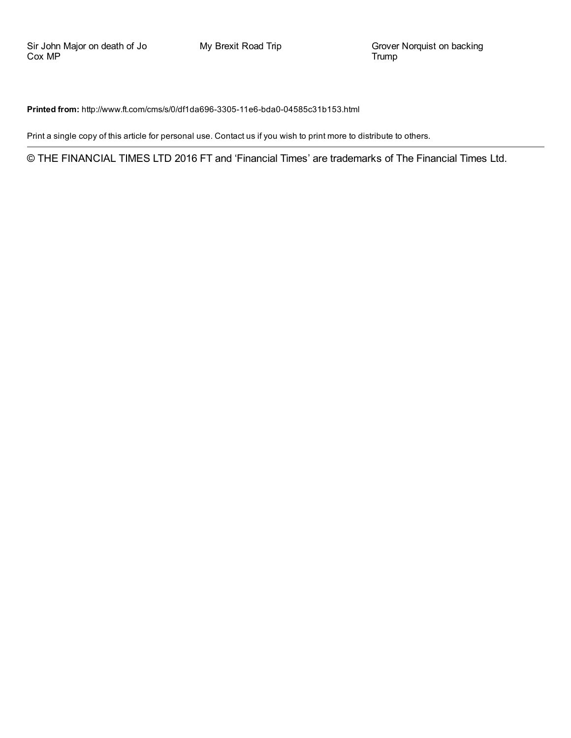Sir John Major on death of Jo Cox MP

My Brexit Road Trip

Grover Norquist on backing Trump

**Printed from:** http://www.ft.com/cms/s/0/df1da696-3305-11e6-bda0-04585c31b153.html

Print a single copy of this article for personal use. Contact us if you wish to print more to distribute to others.

---

© THE FINANCIAL TIMES LTD 2016 FT and 'Financial Times' are trademarks of The Financial Times Ltd.